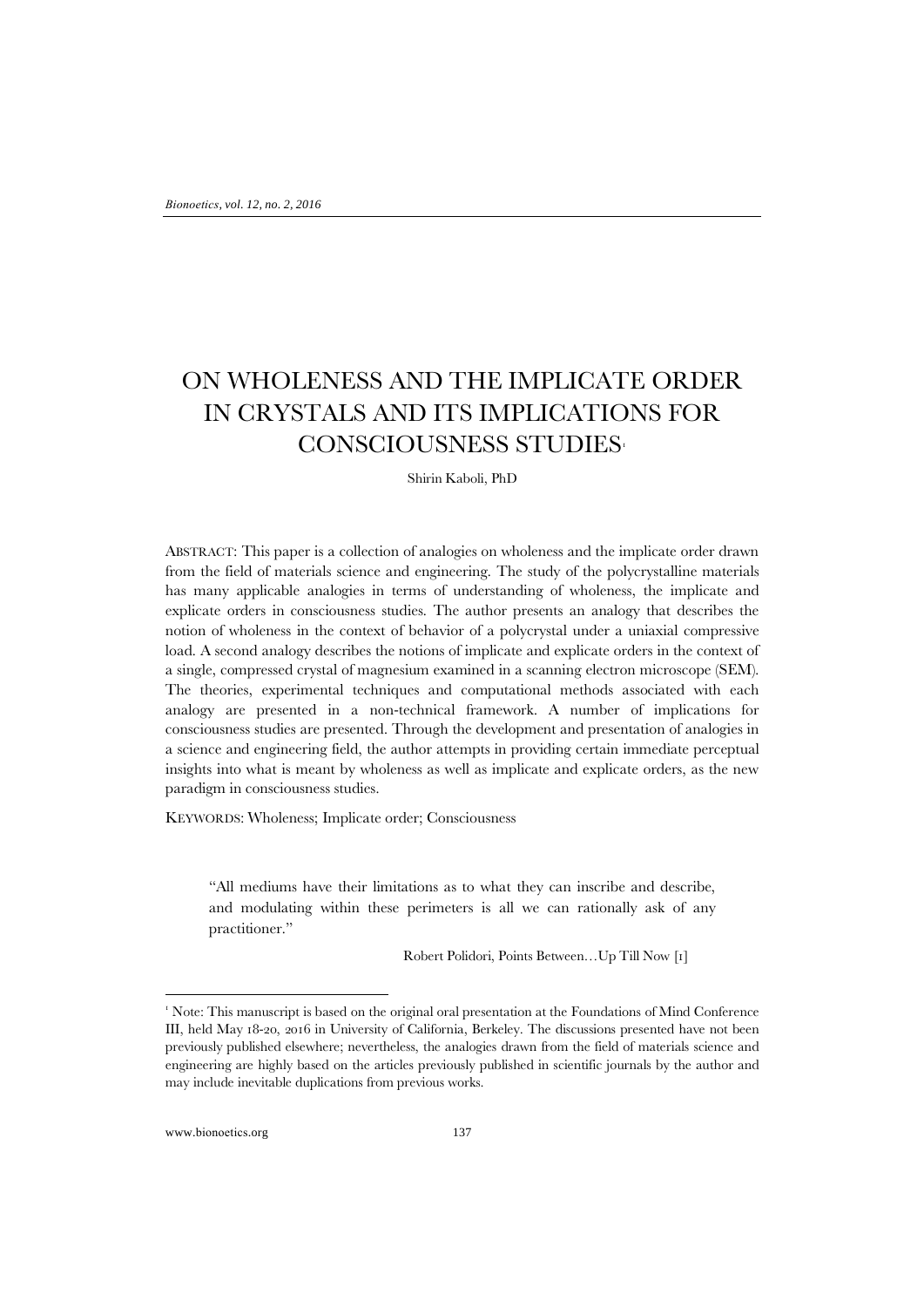# ON WHOLENESS AND THE IMPLICATE ORDER IN CRYSTALS AND ITS IMPLICATIONS FOR CONSCIOUSNESS STUDIES[1]

Shirin Kaboli, PhD

ABSTRACT: This paper is a collection of analogies on wholeness and the implicate order drawn from the field of materials science and engineering. The study of the polycrystalline materials has many applicable analogies in terms of understanding of wholeness, the implicate and explicate orders in consciousness studies. The author presents an analogy that describes the notion of wholeness in the context of behavior of a polycrystal under a uniaxial compressive load. A second analogy describes the notions of implicate and explicate orders in the context of a single, compressed crystal of magnesium examined in a scanning electron microscope (SEM). The theories, experimental techniques and computational methods associated with each analogy are presented in a non-technical framework. A number of implications for consciousness studies are presented. Through the development and presentation of analogies in a science and engineering field, the author attempts in providing certain immediate perceptual insights into what is meant by wholeness as well as implicate and explicate orders, as the new paradigm in consciousness studies.

KEYWORDS: Wholeness; Implicate order; Consciousness

> "All mediums have their limitations as to what they can inscribe and describe, and modulating within these perimeters is all we can rationally ask of any practitioner."
>
> Robert Polidori, Points Between…Up Till Now [1]

---

[1] Note: This manuscript is based on the original oral presentation at the Foundations of Mind Conference III, held May 18-20, 2016 in University of California, Berkeley. The discussions presented have not been previously published elsewhere; nevertheless, the analogies drawn from the field of materials science and engineering are highly based on the articles previously published in scientific journals by the author and may include inevitable duplications from previous works.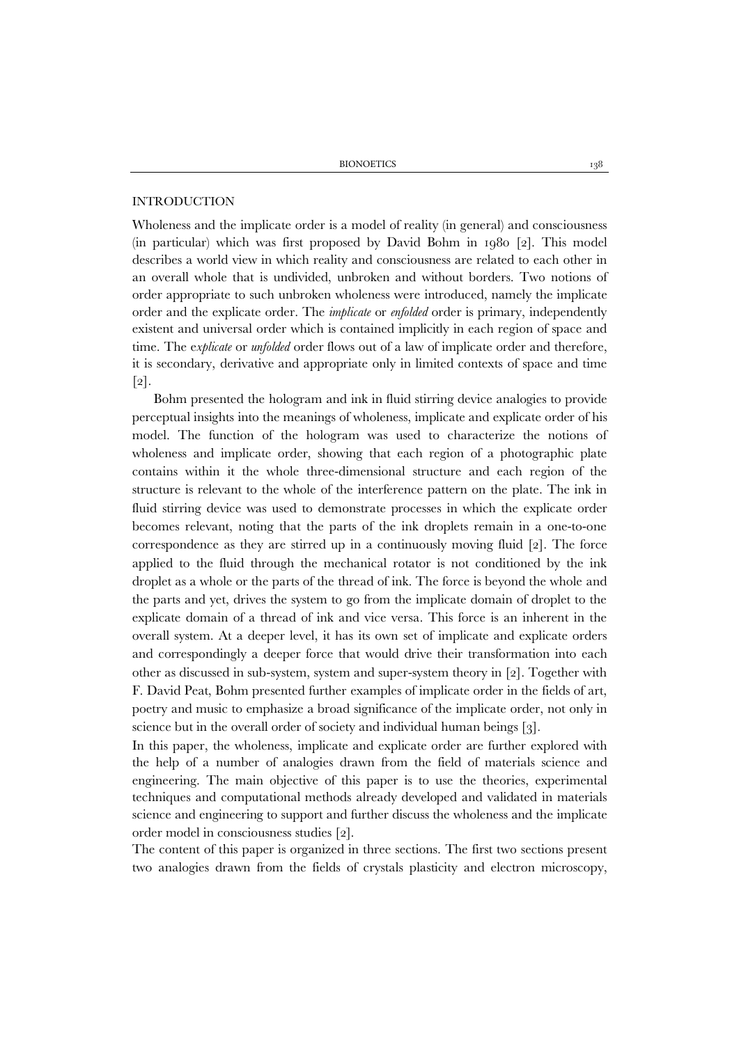## INTRODUCTION

Wholeness and the implicate order is a model of reality (in general) and consciousness (in particular) which was first proposed by David Bohm in 1980 [2]. This model describes a world view in which reality and consciousness are related to each other in an overall whole that is undivided, unbroken and without borders. Two notions of order appropriate to such unbroken wholeness were introduced, namely the implicate order and the explicate order. The *implicate* or *enfolded* order is primary, independently existent and universal order which is contained implicitly in each region of space and time. The e*xplicate* or *unfolded* order flows out of a law of implicate order and therefore, it is secondary, derivative and appropriate only in limited contexts of space and time [2].

Bohm presented the hologram and ink in fluid stirring device analogies to provide perceptual insights into the meanings of wholeness, implicate and explicate order of his model. The function of the hologram was used to characterize the notions of wholeness and implicate order, showing that each region of a photographic plate contains within it the whole three-dimensional structure and each region of the structure is relevant to the whole of the interference pattern on the plate. The ink in fluid stirring device was used to demonstrate processes in which the explicate order becomes relevant, noting that the parts of the ink droplets remain in a one-to-one correspondence as they are stirred up in a continuously moving fluid [2]. The force applied to the fluid through the mechanical rotator is not conditioned by the ink droplet as a whole or the parts of the thread of ink. The force is beyond the whole and the parts and yet, drives the system to go from the implicate domain of droplet to the explicate domain of a thread of ink and vice versa. This force is an inherent in the overall system. At a deeper level, it has its own set of implicate and explicate orders and correspondingly a deeper force that would drive their transformation into each other as discussed in sub-system, system and super-system theory in [2]. Together with F. David Peat, Bohm presented further examples of implicate order in the fields of art, poetry and music to emphasize a broad significance of the implicate order, not only in science but in the overall order of society and individual human beings [3].

In this paper, the wholeness, implicate and explicate order are further explored with the help of a number of analogies drawn from the field of materials science and engineering. The main objective of this paper is to use the theories, experimental techniques and computational methods already developed and validated in materials science and engineering to support and further discuss the wholeness and the implicate order model in consciousness studies [2].

The content of this paper is organized in three sections. The first two sections present two analogies drawn from the fields of crystals plasticity and electron microscopy,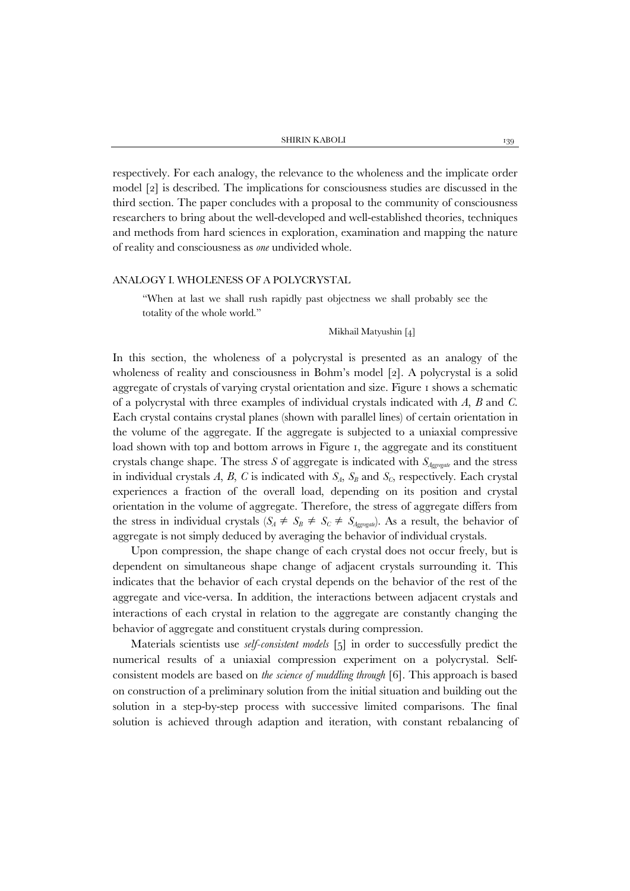respectively. For each analogy, the relevance to the wholeness and the implicate order model [2] is described. The implications for consciousness studies are discussed in the third section. The paper concludes with a proposal to the community of consciousness researchers to bring about the well-developed and well-established theories, techniques and methods from hard sciences in exploration, examination and mapping the nature of reality and consciousness as *one* undivided whole.

## ANALOGY I. WHOLENESS OF A POLYCRYSTAL

> "When at last we shall rush rapidly past objectness we shall probably see the totality of the whole world."
>
> Mikhail Matyushin [4]

In this section, the wholeness of a polycrystal is presented as an analogy of the wholeness of reality and consciousness in Bohm's model [2]. A polycrystal is a solid aggregate of crystals of varying crystal orientation and size. Figure 1 shows a schematic of a polycrystal with three examples of individual crystals indicated with *A*, *B* and *C*. Each crystal contains crystal planes (shown with parallel lines) of certain orientation in the volume of the aggregate. If the aggregate is subjected to a uniaxial compressive load shown with top and bottom arrows in Figure 1, the aggregate and its constituent crystals change shape. The stress *S* of aggregate is indicated with $S_{Aggregate}$ and the stress in individual crystals *A*, *B*, *C* is indicated with $S_A$, $S_B$ and $S_C$, respectively. Each crystal experiences a fraction of the overall load, depending on its position and crystal orientation in the volume of aggregate. Therefore, the stress of aggregate differs from the stress in individual crystals ($S_A \neq S_B \neq S_C \neq S_{Aggregate}$). As a result, the behavior of aggregate is not simply deduced by averaging the behavior of individual crystals.

Upon compression, the shape change of each crystal does not occur freely, but is dependent on simultaneous shape change of adjacent crystals surrounding it. This indicates that the behavior of each crystal depends on the behavior of the rest of the aggregate and vice-versa. In addition, the interactions between adjacent crystals and interactions of each crystal in relation to the aggregate are constantly changing the behavior of aggregate and constituent crystals during compression.

Materials scientists use *self-consistent models* [5] in order to successfully predict the numerical results of a uniaxial compression experiment on a polycrystal. Self-consistent models are based on *the science of muddling through* [6]. This approach is based on construction of a preliminary solution from the initial situation and building out the solution in a step-by-step process with successive limited comparisons. The final solution is achieved through adaption and iteration, with constant rebalancing of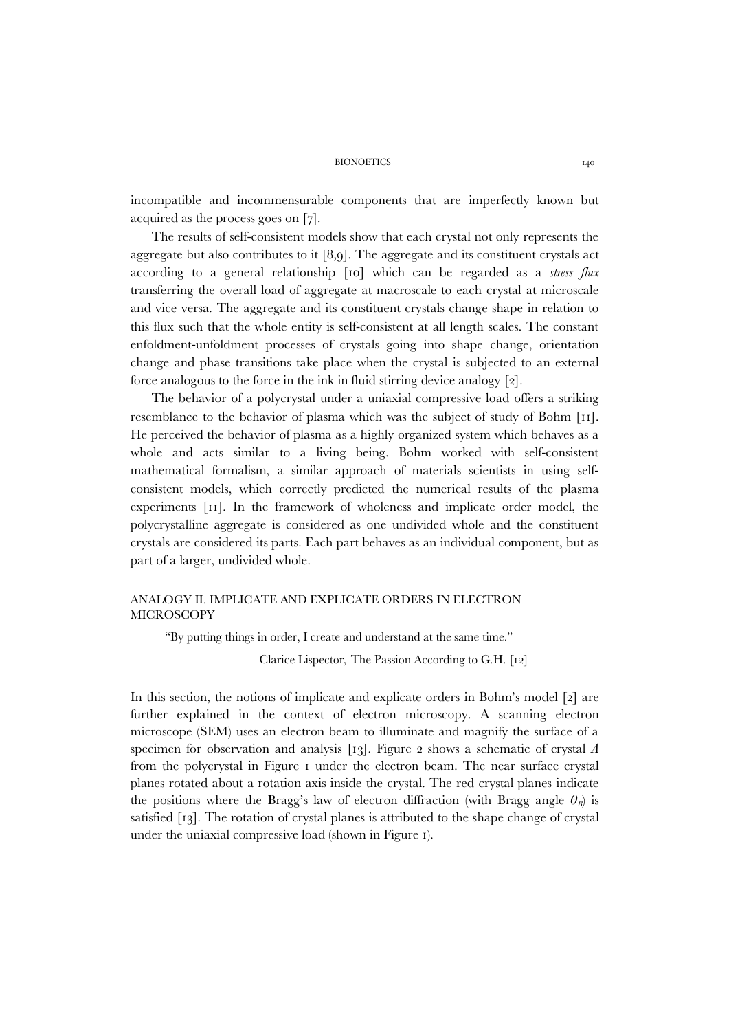incompatible and incommensurable components that are imperfectly known but acquired as the process goes on [7].

The results of self-consistent models show that each crystal not only represents the aggregate but also contributes to it [8,9]. The aggregate and its constituent crystals act according to a general relationship [10] which can be regarded as a *stress flux* transferring the overall load of aggregate at macroscale to each crystal at microscale and vice versa. The aggregate and its constituent crystals change shape in relation to this flux such that the whole entity is self-consistent at all length scales. The constant enfoldment-unfoldment processes of crystals going into shape change, orientation change and phase transitions take place when the crystal is subjected to an external force analogous to the force in the ink in fluid stirring device analogy [2].

The behavior of a polycrystal under a uniaxial compressive load offers a striking resemblance to the behavior of plasma which was the subject of study of Bohm [11]. He perceived the behavior of plasma as a highly organized system which behaves as a whole and acts similar to a living being. Bohm worked with self-consistent mathematical formalism, a similar approach of materials scientists in using self-consistent models, which correctly predicted the numerical results of the plasma experiments [11]. In the framework of wholeness and implicate order model, the polycrystalline aggregate is considered as one undivided whole and the constituent crystals are considered its parts. Each part behaves as an individual component, but as part of a larger, undivided whole.

## ANALOGY II. IMPLICATE AND EXPLICATE ORDERS IN ELECTRON MICROSCOPY

"By putting things in order, I create and understand at the same time."

Clarice Lispector, The Passion According to G.H. [12]

In this section, the notions of implicate and explicate orders in Bohm's model [2] are further explained in the context of electron microscopy. A scanning electron microscope (SEM) uses an electron beam to illuminate and magnify the surface of a specimen for observation and analysis [13]. Figure 2 shows a schematic of crystal *A* from the polycrystal in Figure 1 under the electron beam. The near surface crystal planes rotated about a rotation axis inside the crystal. The red crystal planes indicate the positions where the Bragg's law of electron diffraction (with Bragg angle $\theta_B$) is satisfied [13]. The rotation of crystal planes is attributed to the shape change of crystal under the uniaxial compressive load (shown in Figure 1).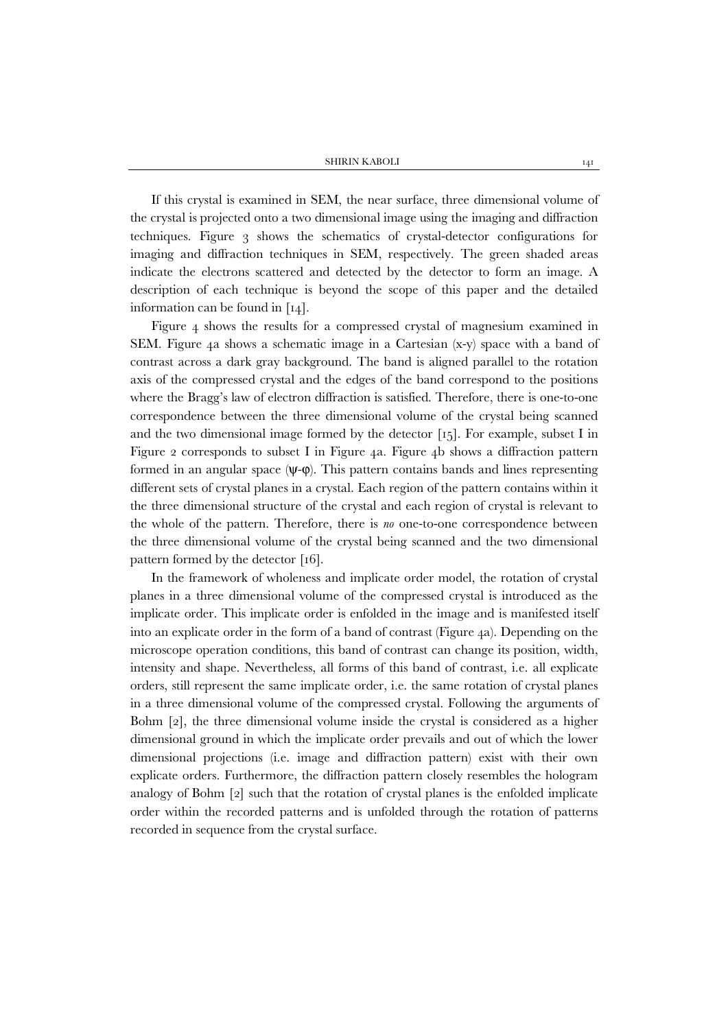If this crystal is examined in SEM, the near surface, three dimensional volume of the crystal is projected onto a two dimensional image using the imaging and diffraction techniques. Figure 3 shows the schematics of crystal-detector configurations for imaging and diffraction techniques in SEM, respectively. The green shaded areas indicate the electrons scattered and detected by the detector to form an image. A description of each technique is beyond the scope of this paper and the detailed information can be found in [14].

Figure 4 shows the results for a compressed crystal of magnesium examined in SEM. Figure 4a shows a schematic image in a Cartesian (x-y) space with a band of contrast across a dark gray background. The band is aligned parallel to the rotation axis of the compressed crystal and the edges of the band correspond to the positions where the Bragg's law of electron diffraction is satisfied. Therefore, there is one-to-one correspondence between the three dimensional volume of the crystal being scanned and the two dimensional image formed by the detector [15]. For example, subset I in Figure 2 corresponds to subset I in Figure 4a. Figure 4b shows a diffraction pattern formed in an angular space (ψ-φ). This pattern contains bands and lines representing different sets of crystal planes in a crystal. Each region of the pattern contains within it the three dimensional structure of the crystal and each region of crystal is relevant to the whole of the pattern. Therefore, there is *no* one-to-one correspondence between the three dimensional volume of the crystal being scanned and the two dimensional pattern formed by the detector [16].

In the framework of wholeness and implicate order model, the rotation of crystal planes in a three dimensional volume of the compressed crystal is introduced as the implicate order. This implicate order is enfolded in the image and is manifested itself into an explicate order in the form of a band of contrast (Figure 4a). Depending on the microscope operation conditions, this band of contrast can change its position, width, intensity and shape. Nevertheless, all forms of this band of contrast, i.e. all explicate orders, still represent the same implicate order, i.e. the same rotation of crystal planes in a three dimensional volume of the compressed crystal. Following the arguments of Bohm [2], the three dimensional volume inside the crystal is considered as a higher dimensional ground in which the implicate order prevails and out of which the lower dimensional projections (i.e. image and diffraction pattern) exist with their own explicate orders. Furthermore, the diffraction pattern closely resembles the hologram analogy of Bohm [2] such that the rotation of crystal planes is the enfolded implicate order within the recorded patterns and is unfolded through the rotation of patterns recorded in sequence from the crystal surface.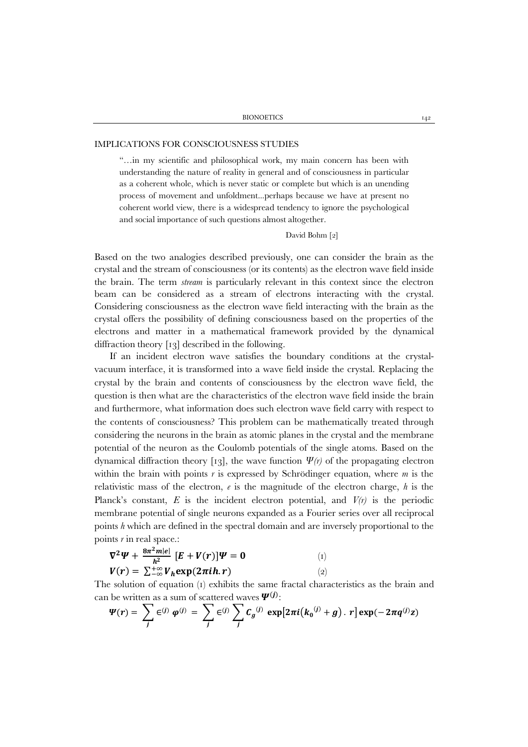## IMPLICATIONS FOR CONSCIOUSNESS STUDIES

> "…in my scientific and philosophical work, my main concern has been with understanding the nature of reality in general and of consciousness in particular as a coherent whole, which is never static or complete but which is an unending process of movement and unfoldment...perhaps because we have at present no coherent world view, there is a widespread tendency to ignore the psychological and social importance of such questions almost altogether.
>
> David Bohm [2]

Based on the two analogies described previously, one can consider the brain as the crystal and the stream of consciousness (or its contents) as the electron wave field inside the brain. The term *stream* is particularly relevant in this context since the electron beam can be considered as a stream of electrons interacting with the crystal. Considering consciousness as the electron wave field interacting with the brain as the crystal offers the possibility of defining consciousness based on the properties of the electrons and matter in a mathematical framework provided by the dynamical diffraction theory [13] described in the following.

If an incident electron wave satisfies the boundary conditions at the crystal-vacuum interface, it is transformed into a wave field inside the crystal. Replacing the crystal by the brain and contents of consciousness by the electron wave field, the question is then what are the characteristics of the electron wave field inside the brain and furthermore, what information does such electron wave field carry with respect to the contents of consciousness? This problem can be mathematically treated through considering the neurons in the brain as atomic planes in the crystal and the membrane potential of the neuron as the Coulomb potentials of the single atoms. Based on the dynamical diffraction theory [13], the wave function $\Psi(r)$ of the propagating electron within the brain with points $r$ is expressed by Schrödinger equation, where $m$ is the relativistic mass of the electron, $e$ is the magnitude of the electron charge, $h$ is the Planck's constant, $E$ is the incident electron potential, and $V(r)$ is the periodic membrane potential of single neurons expanded as a Fourier series over all reciprocal points $h$ which are defined in the spectral domain and are inversely proportional to the points $r$ in real space.:

$$\nabla^2\Psi + \frac{8\pi^2 m|e|}{h^2}\,[E + V(r)]\Psi = 0 \qquad (1)$$

$$V(r) = \sum_{-\infty}^{+\infty} V_h \exp(2\pi i h.r) \qquad (2)$$

The solution of equation (1) exhibits the same fractal characteristics as the brain and can be written as a sum of scattered waves $\Psi^{(j)}$:

$$\Psi(r) = \sum_j \in^{(j)} \varphi^{(j)} = \sum_j \in^{(j)} \sum_j C_g^{(j)} \exp\left[2\pi i\left(k_0^{(j)} + g\right).\, r\right] \exp(-2\pi q^{(j)} z)$$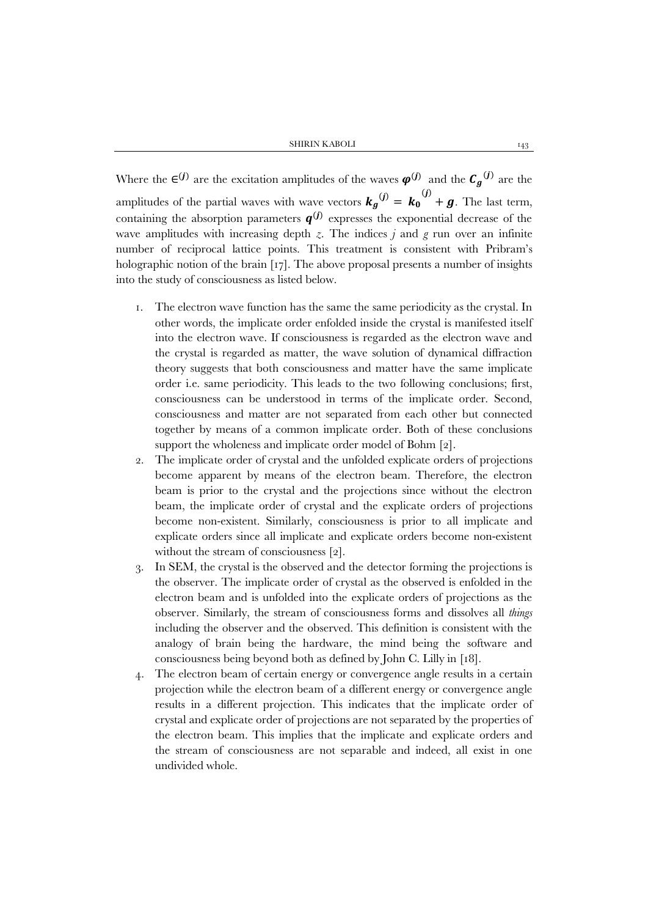Where the $\in^{(j)}$ are the excitation amplitudes of the waves $\boldsymbol{\varphi}^{(j)}$ and the $\boldsymbol{C_g}^{(j)}$ are the amplitudes of the partial waves with wave vectors $\boldsymbol{k_g}^{(j)} = \boldsymbol{k_0}^{(j)} + \boldsymbol{g}$. The last term, containing the absorption parameters $\boldsymbol{q}^{(j)}$ expresses the exponential decrease of the wave amplitudes with increasing depth *z*. The indices *j* and *g* run over an infinite number of reciprocal lattice points. This treatment is consistent with Pribram's holographic notion of the brain [17]. The above proposal presents a number of insights into the study of consciousness as listed below.

1. The electron wave function has the same the same periodicity as the crystal. In other words, the implicate order enfolded inside the crystal is manifested itself into the electron wave. If consciousness is regarded as the electron wave and the crystal is regarded as matter, the wave solution of dynamical diffraction theory suggests that both consciousness and matter have the same implicate order i.e. same periodicity. This leads to the two following conclusions; first, consciousness can be understood in terms of the implicate order. Second, consciousness and matter are not separated from each other but connected together by means of a common implicate order. Both of these conclusions support the wholeness and implicate order model of Bohm [2].
2. The implicate order of crystal and the unfolded explicate orders of projections become apparent by means of the electron beam. Therefore, the electron beam is prior to the crystal and the projections since without the electron beam, the implicate order of crystal and the explicate orders of projections become non-existent. Similarly, consciousness is prior to all implicate and explicate orders since all implicate and explicate orders become non-existent without the stream of consciousness [2].
3. In SEM, the crystal is the observed and the detector forming the projections is the observer. The implicate order of crystal as the observed is enfolded in the electron beam and is unfolded into the explicate orders of projections as the observer. Similarly, the stream of consciousness forms and dissolves all *things* including the observer and the observed. This definition is consistent with the analogy of brain being the hardware, the mind being the software and consciousness being beyond both as defined by John C. Lilly in [18].
4. The electron beam of certain energy or convergence angle results in a certain projection while the electron beam of a different energy or convergence angle results in a different projection. This indicates that the implicate order of crystal and explicate order of projections are not separated by the properties of the electron beam. This implies that the implicate and explicate orders and the stream of consciousness are not separable and indeed, all exist in one undivided whole.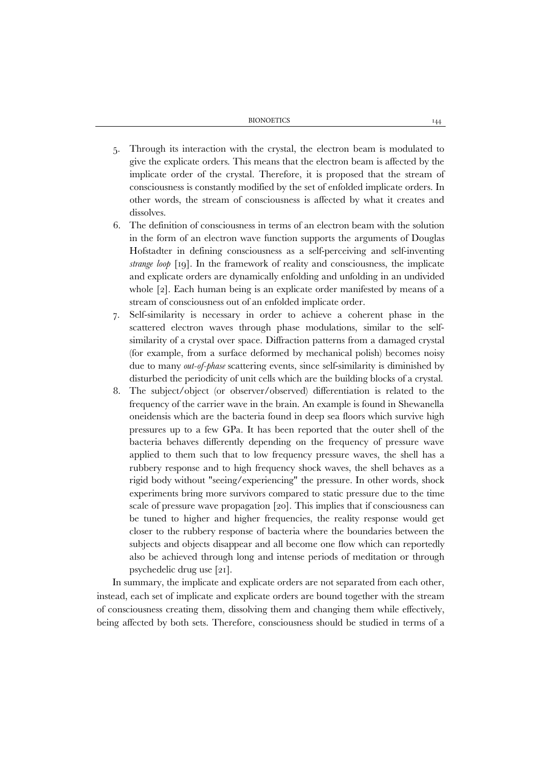5. Through its interaction with the crystal, the electron beam is modulated to give the explicate orders. This means that the electron beam is affected by the implicate order of the crystal. Therefore, it is proposed that the stream of consciousness is constantly modified by the set of enfolded implicate orders. In other words, the stream of consciousness is affected by what it creates and dissolves.
6. The definition of consciousness in terms of an electron beam with the solution in the form of an electron wave function supports the arguments of Douglas Hofstadter in defining consciousness as a self-perceiving and self-inventing *strange loop* [19]. In the framework of reality and consciousness, the implicate and explicate orders are dynamically enfolding and unfolding in an undivided whole [2]. Each human being is an explicate order manifested by means of a stream of consciousness out of an enfolded implicate order.
7. Self-similarity is necessary in order to achieve a coherent phase in the scattered electron waves through phase modulations, similar to the self-similarity of a crystal over space. Diffraction patterns from a damaged crystal (for example, from a surface deformed by mechanical polish) becomes noisy due to many *out-of-phase* scattering events, since self-similarity is diminished by disturbed the periodicity of unit cells which are the building blocks of a crystal.
8. The subject/object (or observer/observed) differentiation is related to the frequency of the carrier wave in the brain. An example is found in Shewanella oneidensis which are the bacteria found in deep sea floors which survive high pressures up to a few GPa. It has been reported that the outer shell of the bacteria behaves differently depending on the frequency of pressure wave applied to them such that to low frequency pressure waves, the shell has a rubbery response and to high frequency shock waves, the shell behaves as a rigid body without "seeing/experiencing" the pressure. In other words, shock experiments bring more survivors compared to static pressure due to the time scale of pressure wave propagation [20]. This implies that if consciousness can be tuned to higher and higher frequencies, the reality response would get closer to the rubbery response of bacteria where the boundaries between the subjects and objects disappear and all become one flow which can reportedly also be achieved through long and intense periods of meditation or through psychedelic drug use [21].

In summary, the implicate and explicate orders are not separated from each other, instead, each set of implicate and explicate orders are bound together with the stream of consciousness creating them, dissolving them and changing them while effectively, being affected by both sets. Therefore, consciousness should be studied in terms of a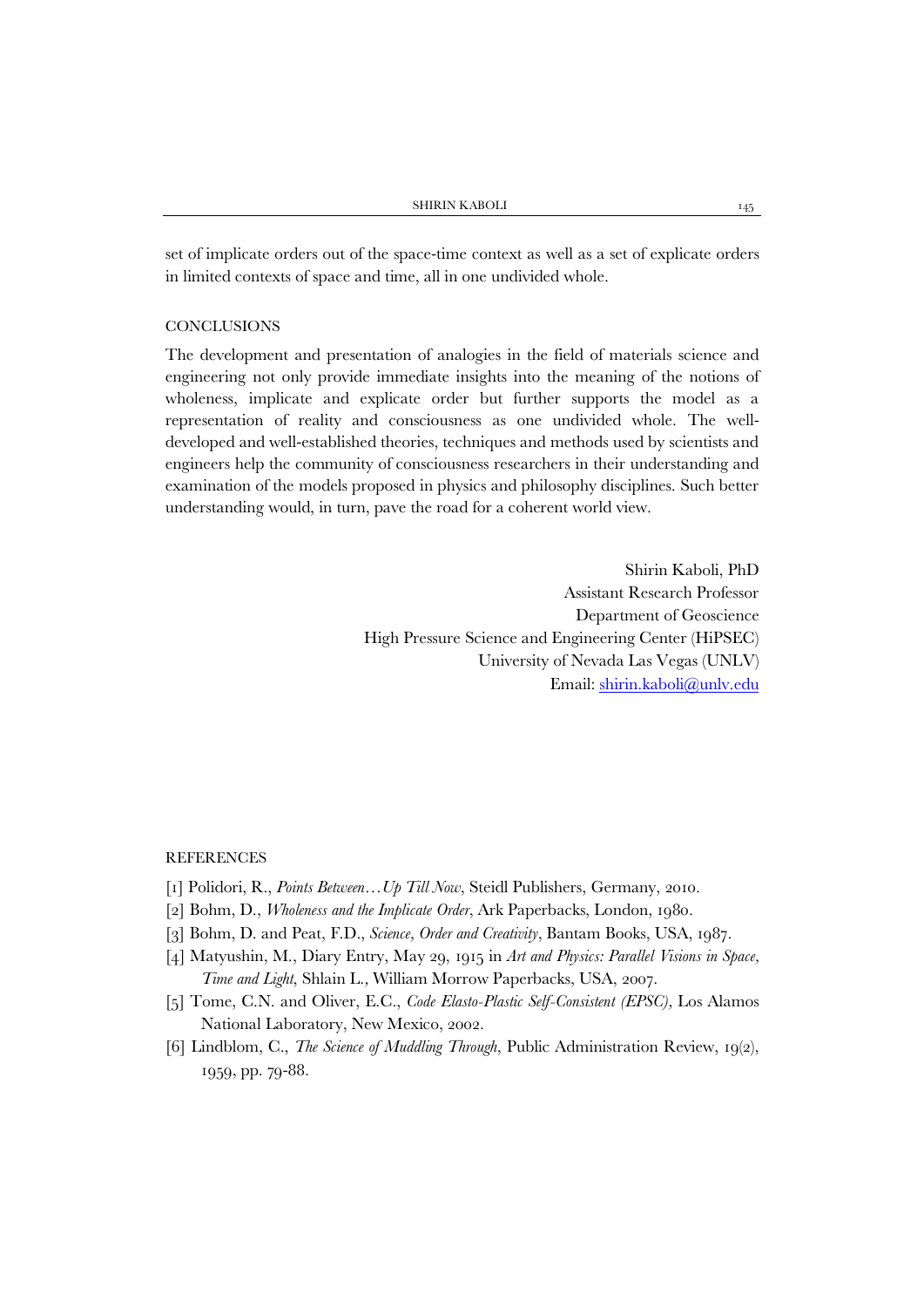set of implicate orders out of the space-time context as well as a set of explicate orders in limited contexts of space and time, all in one undivided whole.

## CONCLUSIONS

The development and presentation of analogies in the field of materials science and engineering not only provide immediate insights into the meaning of the notions of wholeness, implicate and explicate order but further supports the model as a representation of reality and consciousness as one undivided whole. The well-developed and well-established theories, techniques and methods used by scientists and engineers help the community of consciousness researchers in their understanding and examination of the models proposed in physics and philosophy disciplines. Such better understanding would, in turn, pave the road for a coherent world view.

Shirin Kaboli, PhD
Assistant Research Professor
Department of Geoscience
High Pressure Science and Engineering Center (HiPSEC)
University of Nevada Las Vegas (UNLV)
Email: shirin.kaboli@unlv.edu

## REFERENCES

[1] Polidori, R., *Points Between…Up Till Now*, Steidl Publishers, Germany, 2010.

[2] Bohm, D., *Wholeness and the Implicate Order*, Ark Paperbacks, London, 1980.

[3] Bohm, D. and Peat, F.D., *Science, Order and Creativity*, Bantam Books, USA, 1987.

[4] Matyushin, M., Diary Entry, May 29, 1915 in *Art and Physics: Parallel Visions in Space, Time and Light*, Shlain L., William Morrow Paperbacks, USA, 2007.

[5] Tome, C.N. and Oliver, E.C., *Code Elasto-Plastic Self-Consistent (EPSC)*, Los Alamos National Laboratory, New Mexico, 2002.

[6] Lindblom, C., *The Science of Muddling Through*, Public Administration Review, 19(2), 1959, pp. 79-88.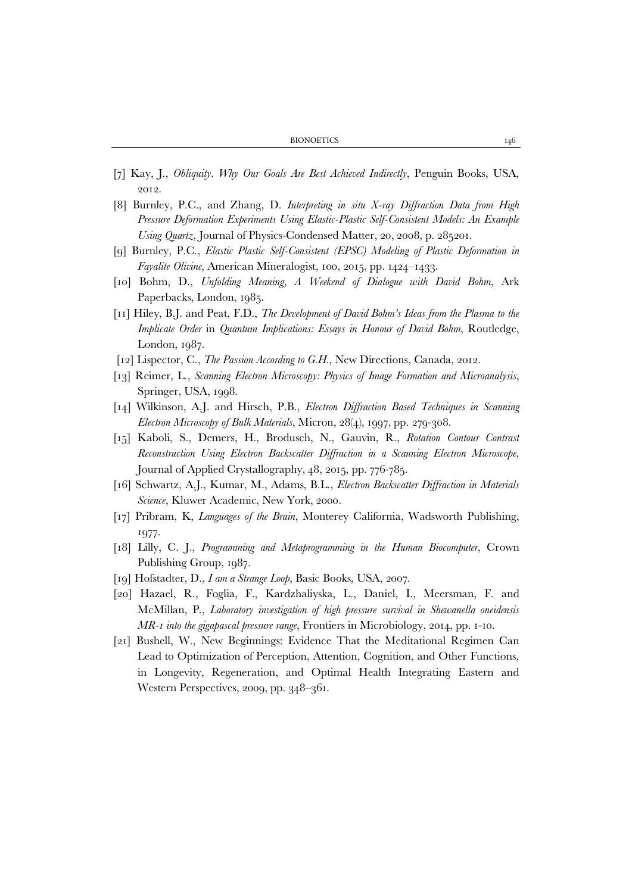[7] Kay, J., *Obliquity. Why Our Goals Are Best Achieved Indirectly*, Penguin Books, USA, 2012.

[8] Burnley, P.C., and Zhang, D. *Interpreting in situ X-ray Diffraction Data from High Pressure Deformation Experiments Using Elastic-Plastic Self-Consistent Models: An Example Using Quartz*, Journal of Physics-Condensed Matter, 20, 2008, p. 285201.

[9] Burnley, P.C., *Elastic Plastic Self-Consistent (EPSC) Modeling of Plastic Deformation in Fayalite Olivine*, American Mineralogist, 100, 2015, pp. 1424–1433.

[10] Bohm, D., *Unfolding Meaning, A Weekend of Dialogue with David Bohm*, Ark Paperbacks, London, 1985.

[11] Hiley, B.J. and Peat, F.D., *The Development of David Bohm's Ideas from the Plasma to the Implicate Order* in *Quantum Implications: Essays in Honour of David Bohm*, Routledge, London, 1987.

[12] Lispector, C., *The Passion According to G.H.*, New Directions, Canada, 2012.

[13] Reimer, L., *Scanning Electron Microscopy: Physics of Image Formation and Microanalysis*, Springer, USA, 1998.

[14] Wilkinson, A.J. and Hirsch, P.B., *Electron Diffraction Based Techniques in Scanning Electron Microscopy of Bulk Materials*, Micron, 28(4), 1997, pp. 279-308.

[15] Kaboli, S., Demers, H., Brodusch, N., Gauvin, R., *Rotation Contour Contrast Reconstruction Using Electron Backscatter Diffraction in a Scanning Electron Microscope*, Journal of Applied Crystallography, 48, 2015, pp. 776-785.

[16] Schwartz, A.J., Kumar, M., Adams, B.L., *Electron Backscatter Diffraction in Materials Science*, Kluwer Academic, New York, 2000.

[17] Pribram, K, *Languages of the Brain*, Monterey California, Wadsworth Publishing, 1977.

[18] Lilly, C. J., *Programming and Metaprogramming in the Human Biocomputer*, Crown Publishing Group, 1987.

[19] Hofstadter, D., *I am a Strange Loop*, Basic Books, USA, 2007.

[20] Hazael, R., Foglia, F., Kardzhaliyska, L., Daniel, I., Meersman, F. and McMillan, P., *Laboratory investigation of high pressure survival in Shewanella oneidensis MR-1 into the gigapascal pressure range*, Frontiers in Microbiology, 2014, pp. 1-10.

[21] Bushell, W., New Beginnings: Evidence That the Meditational Regimen Can Lead to Optimization of Perception, Attention, Cognition, and Other Functions, in Longevity, Regeneration, and Optimal Health Integrating Eastern and Western Perspectives, 2009, pp. 348–361.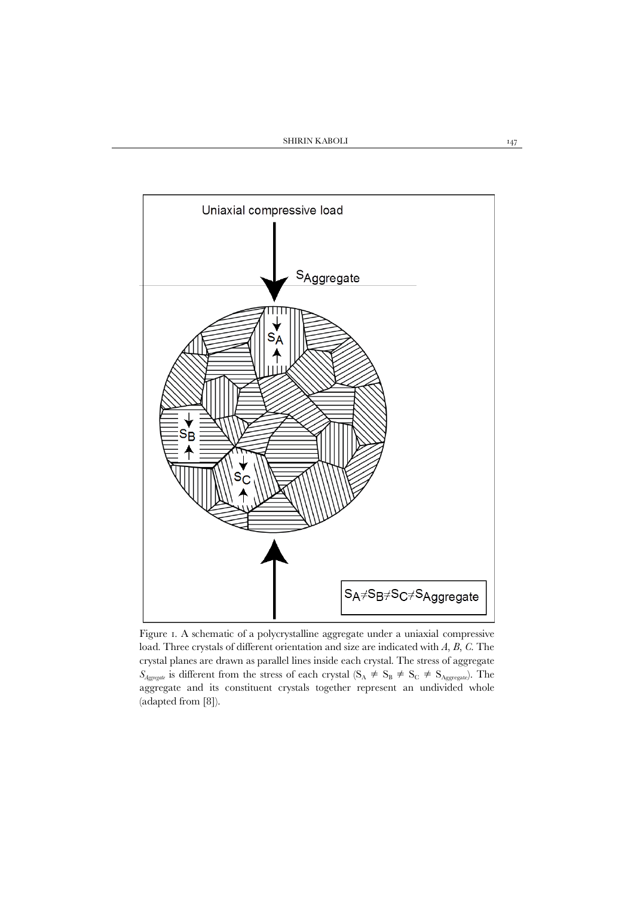Figure 1. A schematic of a polycrystalline aggregate under a uniaxial compressive load. Three crystals of different orientation and size are indicated with *A*, *B*, *C*. The crystal planes are drawn as parallel lines inside each crystal. The stress of aggregate $S_{Aggregate}$ is different from the stress of each crystal ($S_A \neq S_B \neq S_C \neq S_{Aggregate}$). The aggregate and its constituent crystals together represent an undivided whole (adapted from [8]).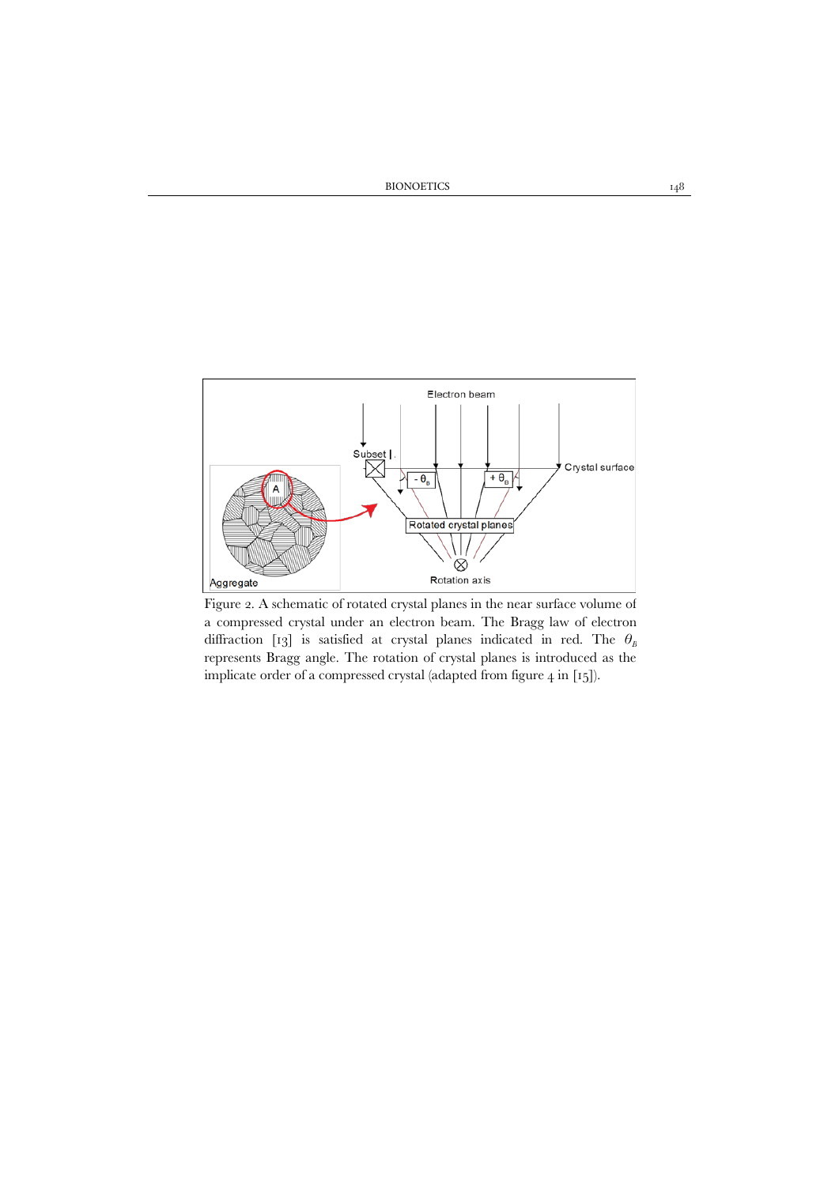Figure 2. A schematic of rotated crystal planes in the near surface volume of a compressed crystal under an electron beam. The Bragg law of electron diffraction [13] is satisfied at crystal planes indicated in red. The $\theta_B$ represents Bragg angle. The rotation of crystal planes is introduced as the implicate order of a compressed crystal (adapted from figure 4 in [15]).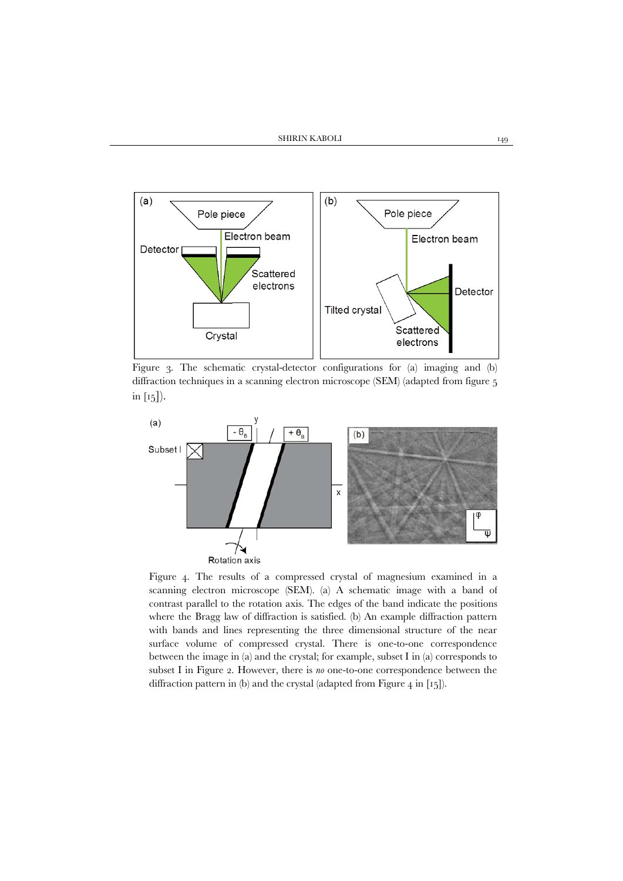(a)

Pole piece

Electron beam

Detector

Scattered electrons

Crystal

(b)

Pole piece

Electron beam

Detector

Tilted crystal

Scattered electrons

Figure 3. The schematic crystal-detector configurations for (a) imaging and (b) diffraction techniques in a scanning electron microscope (SEM) (adapted from figure 5 in [15]).

(a)

y

$-\theta_B$

$+\theta_B$

Subset I

x

Rotation axis

(b)

$\varphi$

$\psi$

Figure 4. The results of a compressed crystal of magnesium examined in a scanning electron microscope (SEM). (a) A schematic image with a band of contrast parallel to the rotation axis. The edges of the band indicate the positions where the Bragg law of diffraction is satisfied. (b) An example diffraction pattern with bands and lines representing the three dimensional structure of the near surface volume of compressed crystal. There is one-to-one correspondence between the image in (a) and the crystal; for example, subset I in (a) corresponds to subset I in Figure 2. However, there is *no* one-to-one correspondence between the diffraction pattern in (b) and the crystal (adapted from Figure 4 in [15]).